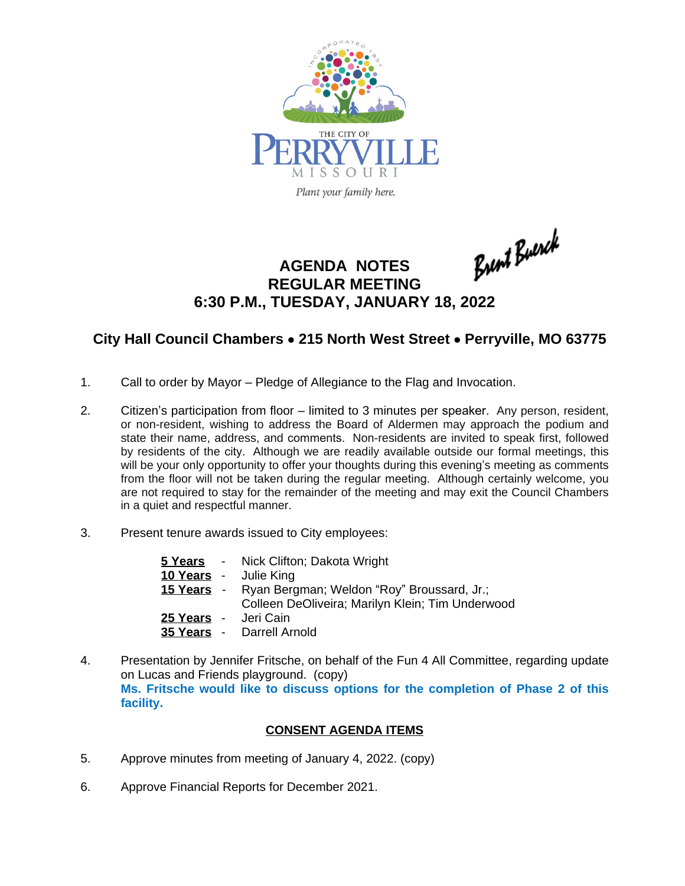THE CITY OF PERRYVILLE MISSOURI

*Plant your family here.*

Brent Buerck

# AGENDA NOTES
## REGULAR MEETING
## 6:30 P.M., TUESDAY, JANUARY 18, 2022

### City Hall Council Chambers • 215 North West Street • Perryville, MO 63775

1. Call to order by Mayor – Pledge of Allegiance to the Flag and Invocation.

2. Citizen's participation from floor – limited to 3 minutes per speaker. Any person, resident, or non-resident, wishing to address the Board of Aldermen may approach the podium and state their name, address, and comments. Non-residents are invited to speak first, followed by residents of the city. Although we are readily available outside our formal meetings, this will be your only opportunity to offer your thoughts during this evening's meeting as comments from the floor will not be taken during the regular meeting. Although certainly welcome, you are not required to stay for the remainder of the meeting and may exit the Council Chambers in a quiet and respectful manner.

3. Present tenure awards issued to City employees:

   **5 Years** - Nick Clifton; Dakota Wright
   **10 Years** - Julie King
   **15 Years** - Ryan Bergman; Weldon "Roy" Broussard, Jr.; Colleen DeOliveira; Marilyn Klein; Tim Underwood
   **25 Years** - Jeri Cain
   **35 Years** - Darrell Arnold

4. Presentation by Jennifer Fritsche, on behalf of the Fun 4 All Committee, regarding update on Lucas and Friends playground. (copy)
   **Ms. Fritsche would like to discuss options for the completion of Phase 2 of this facility.**

**CONSENT AGENDA ITEMS**

5. Approve minutes from meeting of January 4, 2022. (copy)

6. Approve Financial Reports for December 2021.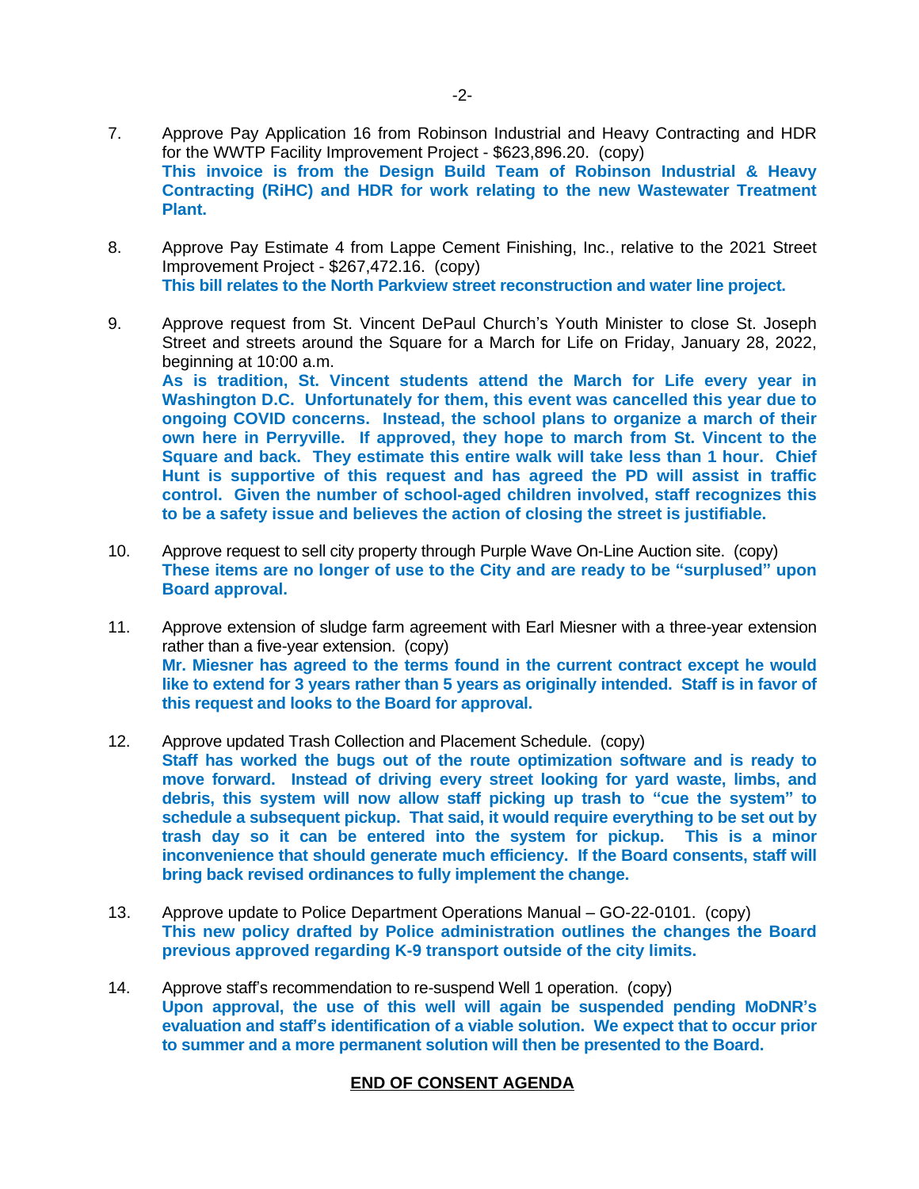7. Approve Pay Application 16 from Robinson Industrial and Heavy Contracting and HDR for the WWTP Facility Improvement Project - $623,896.20. (copy)
   **This invoice is from the Design Build Team of Robinson Industrial & Heavy Contracting (RiHC) and HDR for work relating to the new Wastewater Treatment Plant.**

8. Approve Pay Estimate 4 from Lappe Cement Finishing, Inc., relative to the 2021 Street Improvement Project - $267,472.16. (copy)
   **This bill relates to the North Parkview street reconstruction and water line project.**

9. Approve request from St. Vincent DePaul Church's Youth Minister to close St. Joseph Street and streets around the Square for a March for Life on Friday, January 28, 2022, beginning at 10:00 a.m.
   **As is tradition, St. Vincent students attend the March for Life every year in Washington D.C. Unfortunately for them, this event was cancelled this year due to ongoing COVID concerns. Instead, the school plans to organize a march of their own here in Perryville. If approved, they hope to march from St. Vincent to the Square and back. They estimate this entire walk will take less than 1 hour. Chief Hunt is supportive of this request and has agreed the PD will assist in traffic control. Given the number of school-aged children involved, staff recognizes this to be a safety issue and believes the action of closing the street is justifiable.**

10. Approve request to sell city property through Purple Wave On-Line Auction site. (copy)
    **These items are no longer of use to the City and are ready to be "surplused" upon Board approval.**

11. Approve extension of sludge farm agreement with Earl Miesner with a three-year extension rather than a five-year extension. (copy)
    **Mr. Miesner has agreed to the terms found in the current contract except he would like to extend for 3 years rather than 5 years as originally intended. Staff is in favor of this request and looks to the Board for approval.**

12. Approve updated Trash Collection and Placement Schedule. (copy)
    **Staff has worked the bugs out of the route optimization software and is ready to move forward. Instead of driving every street looking for yard waste, limbs, and debris, this system will now allow staff picking up trash to "cue the system" to schedule a subsequent pickup. That said, it would require everything to be set out by trash day so it can be entered into the system for pickup. This is a minor inconvenience that should generate much efficiency. If the Board consents, staff will bring back revised ordinances to fully implement the change.**

13. Approve update to Police Department Operations Manual – GO-22-0101. (copy)
    **This new policy drafted by Police administration outlines the changes the Board previous approved regarding K-9 transport outside of the city limits.**

14. Approve staff's recommendation to re-suspend Well 1 operation. (copy)
    **Upon approval, the use of this well will again be suspended pending MoDNR's evaluation and staff's identification of a viable solution. We expect that to occur prior to summer and a more permanent solution will then be presented to the Board.**

**END OF CONSENT AGENDA**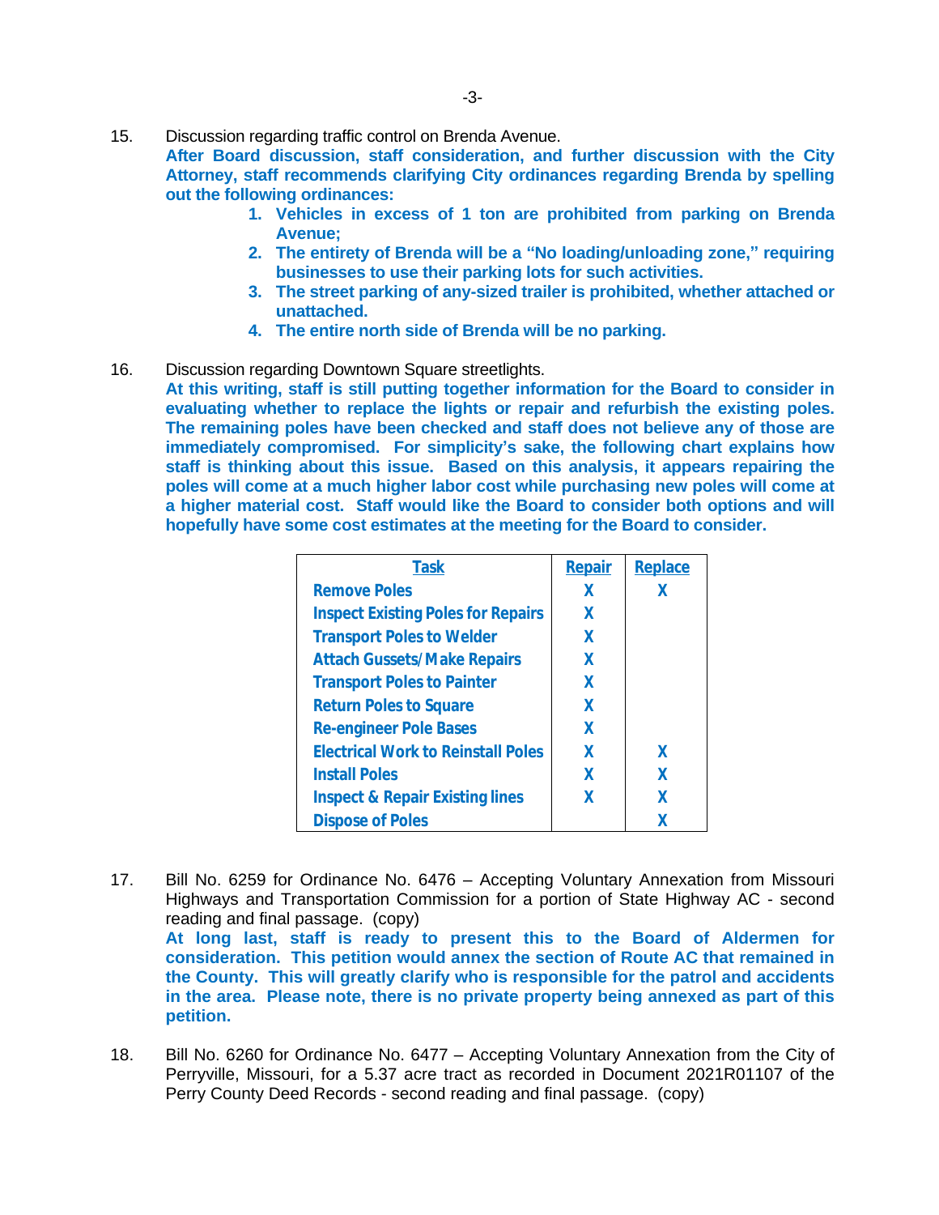15. Discussion regarding traffic control on Brenda Avenue.
**After Board discussion, staff consideration, and further discussion with the City Attorney, staff recommends clarifying City ordinances regarding Brenda by spelling out the following ordinances:**
    1. **Vehicles in excess of 1 ton are prohibited from parking on Brenda Avenue;**
    2. **The entirety of Brenda will be a "No loading/unloading zone," requiring businesses to use their parking lots for such activities.**
    3. **The street parking of any-sized trailer is prohibited, whether attached or unattached.**
    4. **The entire north side of Brenda will be no parking.**

16. Discussion regarding Downtown Square streetlights.
**At this writing, staff is still putting together information for the Board to consider in evaluating whether to replace the lights or repair and refurbish the existing poles. The remaining poles have been checked and staff does not believe any of those are immediately compromised. For simplicity's sake, the following chart explains how staff is thinking about this issue. Based on this analysis, it appears repairing the poles will come at a much higher labor cost while purchasing new poles will come at a higher material cost. Staff would like the Board to consider both options and will hopefully have some cost estimates at the meeting for the Board to consider.**

| Task | Repair | Replace |
|---|---|---|
| Remove Poles | X | X |
| Inspect Existing Poles for Repairs | X | |
| Transport Poles to Welder | X | |
| Attach Gussets/Make Repairs | X | |
| Transport Poles to Painter | X | |
| Return Poles to Square | X | |
| Re-engineer Pole Bases | X | |
| Electrical Work to Reinstall Poles | X | X |
| Install Poles | X | X |
| Inspect & Repair Existing lines | X | X |
| Dispose of Poles | | X |

17. Bill No. 6259 for Ordinance No. 6476 – Accepting Voluntary Annexation from Missouri Highways and Transportation Commission for a portion of State Highway AC - second reading and final passage. (copy)
**At long last, staff is ready to present this to the Board of Aldermen for consideration. This petition would annex the section of Route AC that remained in the County. This will greatly clarify who is responsible for the patrol and accidents in the area. Please note, there is no private property being annexed as part of this petition.**

18. Bill No. 6260 for Ordinance No. 6477 – Accepting Voluntary Annexation from the City of Perryville, Missouri, for a 5.37 acre tract as recorded in Document 2021R01107 of the Perry County Deed Records - second reading and final passage. (copy)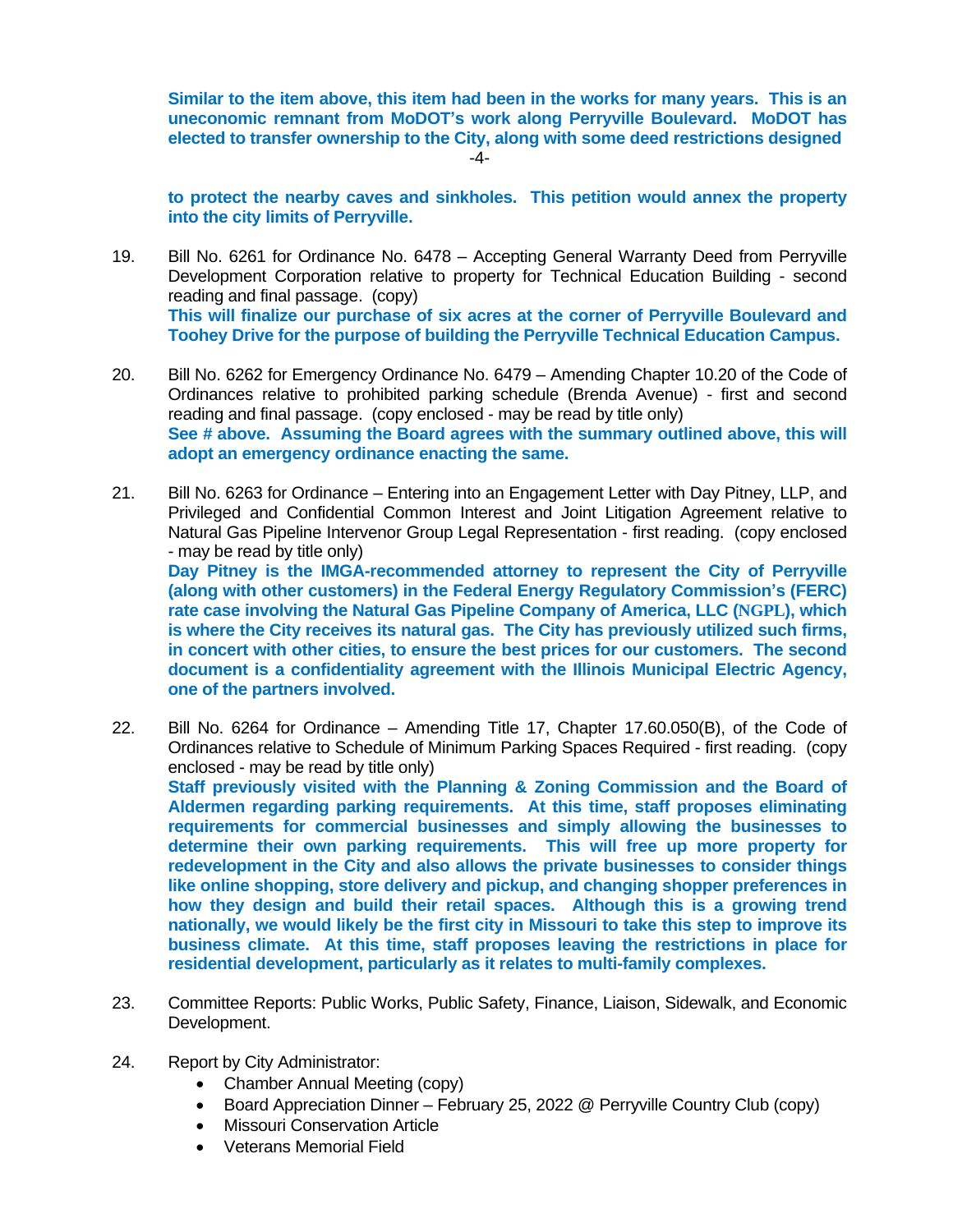**Similar to the item above, this item had been in the works for many years. This is an uneconomic remnant from MoDOT's work along Perryville Boulevard. MoDOT has elected to transfer ownership to the City, along with some deed restrictions designed to protect the nearby caves and sinkholes. This petition would annex the property into the city limits of Perryville.**

19. Bill No. 6261 for Ordinance No. 6478 – Accepting General Warranty Deed from Perryville Development Corporation relative to property for Technical Education Building - second reading and final passage. (copy)
**This will finalize our purchase of six acres at the corner of Perryville Boulevard and Toohey Drive for the purpose of building the Perryville Technical Education Campus.**

20. Bill No. 6262 for Emergency Ordinance No. 6479 – Amending Chapter 10.20 of the Code of Ordinances relative to prohibited parking schedule (Brenda Avenue) - first and second reading and final passage. (copy enclosed - may be read by title only)
**See # above. Assuming the Board agrees with the summary outlined above, this will adopt an emergency ordinance enacting the same.**

21. Bill No. 6263 for Ordinance – Entering into an Engagement Letter with Day Pitney, LLP, and Privileged and Confidential Common Interest and Joint Litigation Agreement relative to Natural Gas Pipeline Intervenor Group Legal Representation - first reading. (copy enclosed - may be read by title only)
**Day Pitney is the IMGA-recommended attorney to represent the City of Perryville (along with other customers) in the Federal Energy Regulatory Commission's (FERC) rate case involving the Natural Gas Pipeline Company of America, LLC (NGPL), which is where the City receives its natural gas. The City has previously utilized such firms, in concert with other cities, to ensure the best prices for our customers. The second document is a confidentiality agreement with the Illinois Municipal Electric Agency, one of the partners involved.**

22. Bill No. 6264 for Ordinance – Amending Title 17, Chapter 17.60.050(B), of the Code of Ordinances relative to Schedule of Minimum Parking Spaces Required - first reading. (copy enclosed - may be read by title only)
**Staff previously visited with the Planning & Zoning Commission and the Board of Aldermen regarding parking requirements. At this time, staff proposes eliminating requirements for commercial businesses and simply allowing the businesses to determine their own parking requirements. This will free up more property for redevelopment in the City and also allows the private businesses to consider things like online shopping, store delivery and pickup, and changing shopper preferences in how they design and build their retail spaces. Although this is a growing trend nationally, we would likely be the first city in Missouri to take this step to improve its business climate. At this time, staff proposes leaving the restrictions in place for residential development, particularly as it relates to multi-family complexes.**

23. Committee Reports: Public Works, Public Safety, Finance, Liaison, Sidewalk, and Economic Development.

24. Report by City Administrator:
    - Chamber Annual Meeting (copy)
    - Board Appreciation Dinner – February 25, 2022 @ Perryville Country Club (copy)
    - Missouri Conservation Article
    - Veterans Memorial Field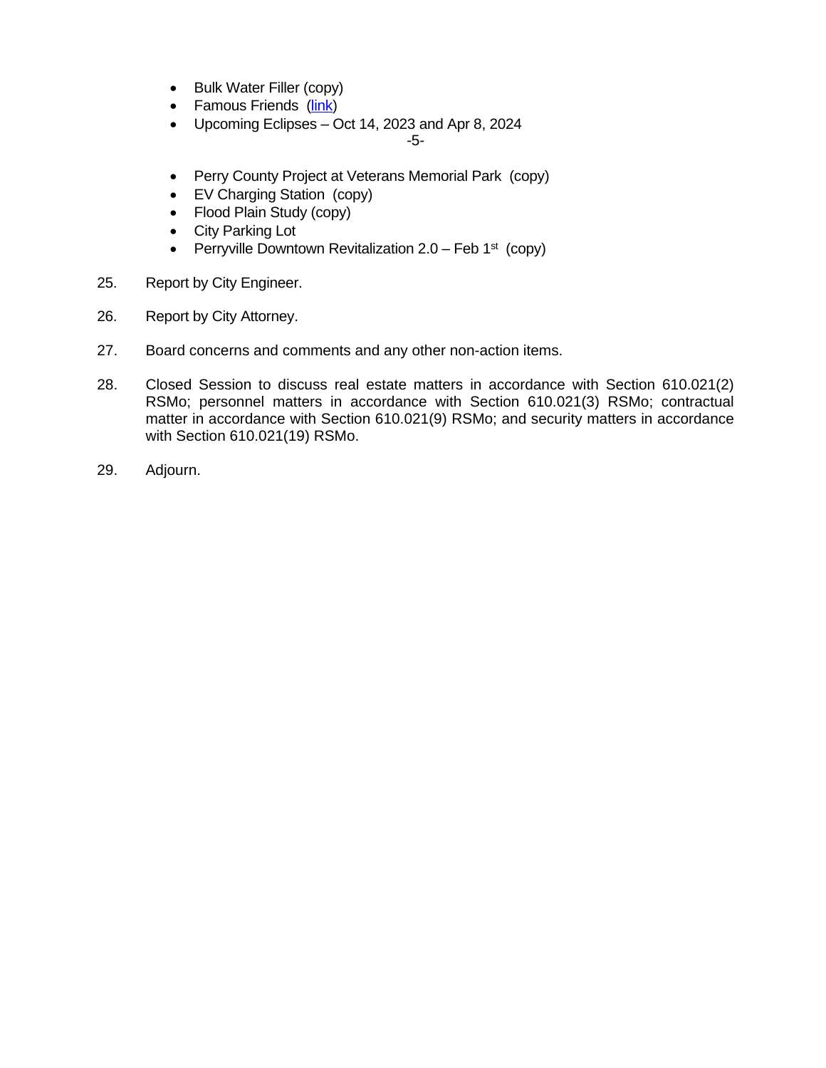- Bulk Water Filler (copy)
- Famous Friends  (link)
- Upcoming Eclipses – Oct 14, 2023 and Apr 8, 2024

- Perry County Project at Veterans Memorial Park  (copy)
- EV Charging Station  (copy)
- Flood Plain Study (copy)
- City Parking Lot
- Perryville Downtown Revitalization 2.0 – Feb 1st  (copy)

25. Report by City Engineer.

26. Report by City Attorney.

27. Board concerns and comments and any other non-action items.

28. Closed Session to discuss real estate matters in accordance with Section 610.021(2) RSMo; personnel matters in accordance with Section 610.021(3) RSMo; contractual matter in accordance with Section 610.021(9) RSMo; and security matters in accordance with Section 610.021(19) RSMo.

29. Adjourn.